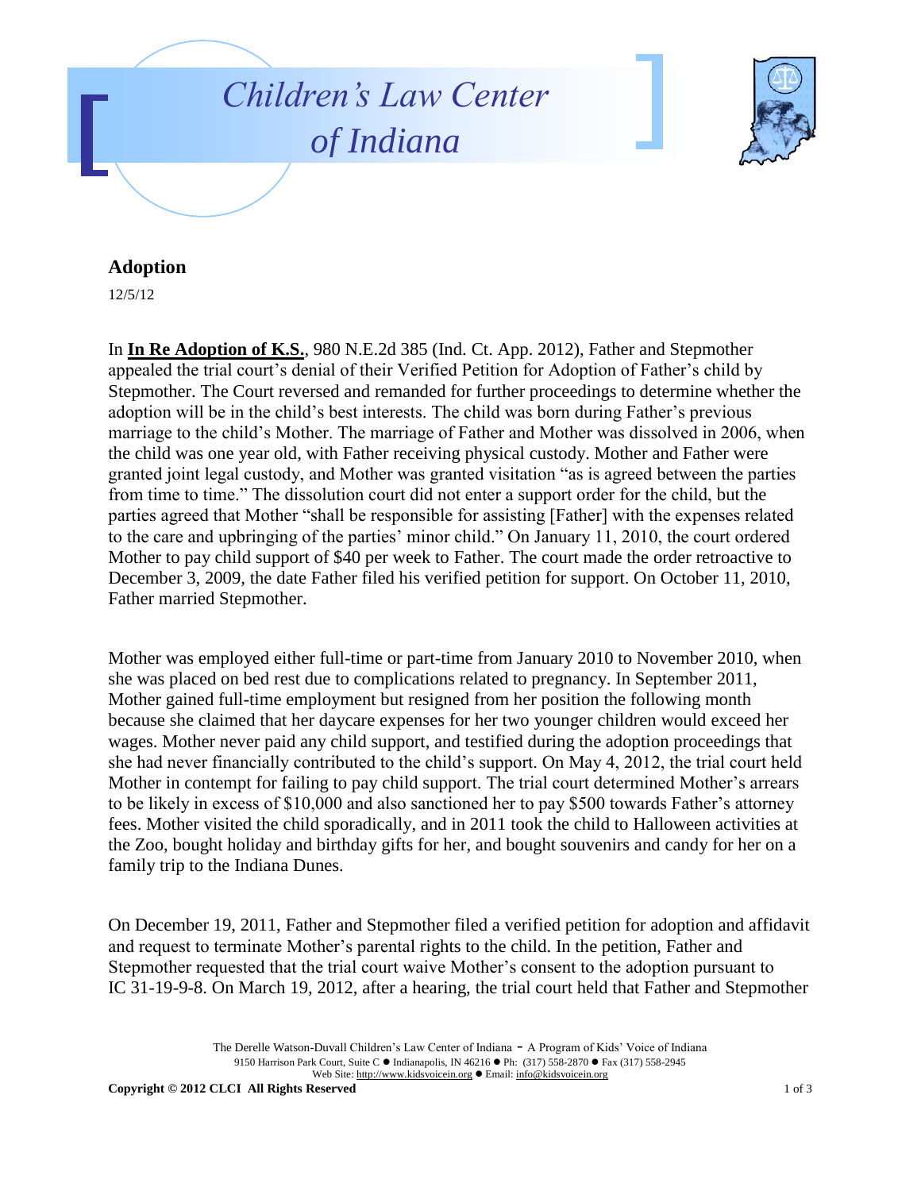# Children's Law Center of Indiana

## Adoption

12/5/12

In **In Re Adoption of K.S.**, 980 N.E.2d 385 (Ind. Ct. App. 2012), Father and Stepmother appealed the trial court's denial of their Verified Petition for Adoption of Father's child by Stepmother. The Court reversed and remanded for further proceedings to determine whether the adoption will be in the child's best interests. The child was born during Father's previous marriage to the child's Mother. The marriage of Father and Mother was dissolved in 2006, when the child was one year old, with Father receiving physical custody. Mother and Father were granted joint legal custody, and Mother was granted visitation "as is agreed between the parties from time to time." The dissolution court did not enter a support order for the child, but the parties agreed that Mother "shall be responsible for assisting [Father] with the expenses related to the care and upbringing of the parties' minor child." On January 11, 2010, the court ordered Mother to pay child support of $40 per week to Father. The court made the order retroactive to December 3, 2009, the date Father filed his verified petition for support. On October 11, 2010, Father married Stepmother.

Mother was employed either full-time or part-time from January 2010 to November 2010, when she was placed on bed rest due to complications related to pregnancy. In September 2011, Mother gained full-time employment but resigned from her position the following month because she claimed that her daycare expenses for her two younger children would exceed her wages. Mother never paid any child support, and testified during the adoption proceedings that she had never financially contributed to the child's support. On May 4, 2012, the trial court held Mother in contempt for failing to pay child support. The trial court determined Mother's arrears to be likely in excess of $10,000 and also sanctioned her to pay $500 towards Father's attorney fees. Mother visited the child sporadically, and in 2011 took the child to Halloween activities at the Zoo, bought holiday and birthday gifts for her, and bought souvenirs and candy for her on a family trip to the Indiana Dunes.

On December 19, 2011, Father and Stepmother filed a verified petition for adoption and affidavit and request to terminate Mother's parental rights to the child. In the petition, Father and Stepmother requested that the trial court waive Mother's consent to the adoption pursuant to IC 31-19-9-8. On March 19, 2012, after a hearing, the trial court held that Father and Stepmother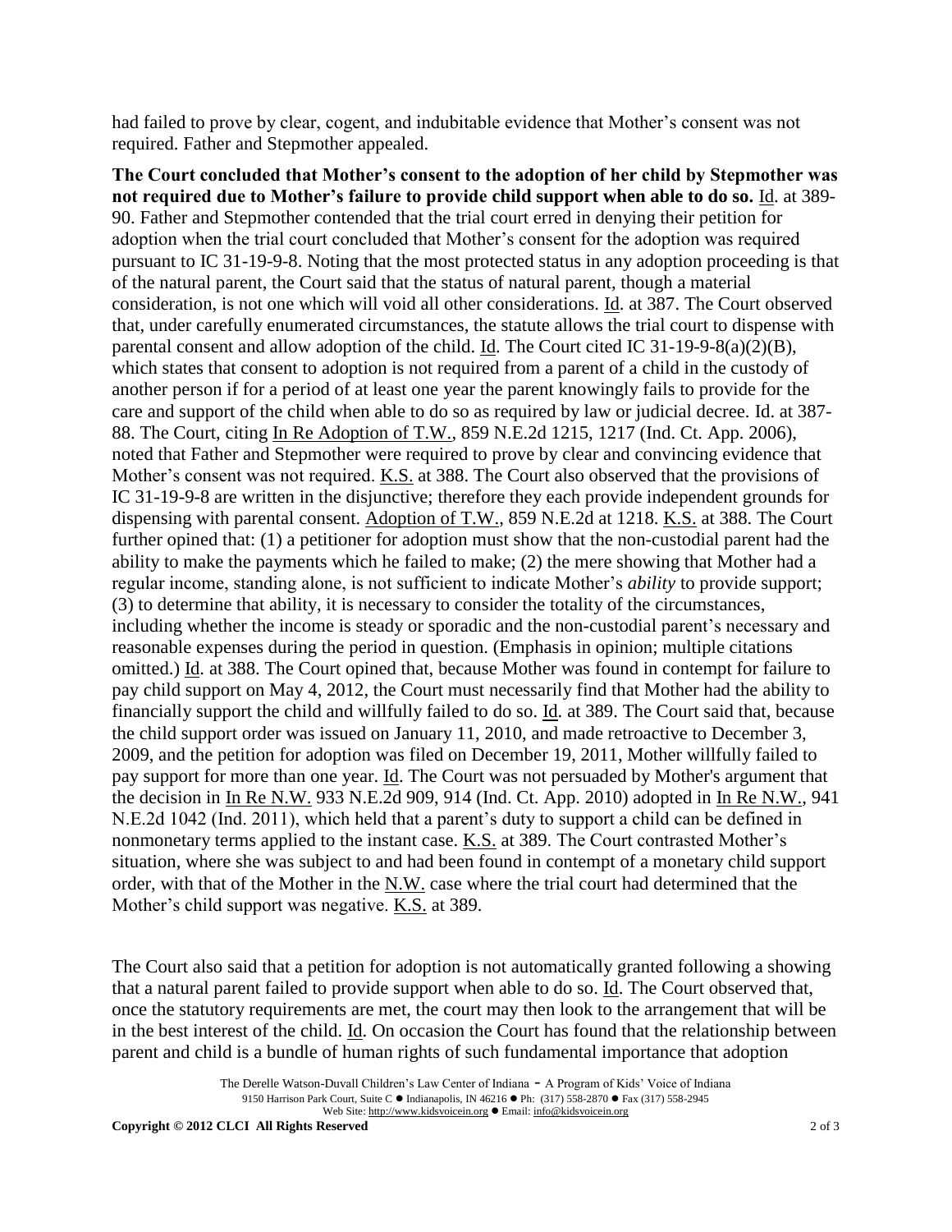had failed to prove by clear, cogent, and indubitable evidence that Mother's consent was not required. Father and Stepmother appealed.

**The Court concluded that Mother's consent to the adoption of her child by Stepmother was not required due to Mother's failure to provide child support when able to do so.** Id. at 389-90. Father and Stepmother contended that the trial court erred in denying their petition for adoption when the trial court concluded that Mother's consent for the adoption was required pursuant to IC 31-19-9-8. Noting that the most protected status in any adoption proceeding is that of the natural parent, the Court said that the status of natural parent, though a material consideration, is not one which will void all other considerations. Id. at 387. The Court observed that, under carefully enumerated circumstances, the statute allows the trial court to dispense with parental consent and allow adoption of the child. Id. The Court cited IC 31-19-9-8(a)(2)(B), which states that consent to adoption is not required from a parent of a child in the custody of another person if for a period of at least one year the parent knowingly fails to provide for the care and support of the child when able to do so as required by law or judicial decree. Id. at 387-88. The Court, citing In Re Adoption of T.W., 859 N.E.2d 1215, 1217 (Ind. Ct. App. 2006), noted that Father and Stepmother were required to prove by clear and convincing evidence that Mother's consent was not required. K.S. at 388. The Court also observed that the provisions of IC 31-19-9-8 are written in the disjunctive; therefore they each provide independent grounds for dispensing with parental consent. Adoption of T.W., 859 N.E.2d at 1218. K.S. at 388. The Court further opined that: (1) a petitioner for adoption must show that the non-custodial parent had the ability to make the payments which he failed to make; (2) the mere showing that Mother had a regular income, standing alone, is not sufficient to indicate Mother's *ability* to provide support; (3) to determine that ability, it is necessary to consider the totality of the circumstances, including whether the income is steady or sporadic and the non-custodial parent's necessary and reasonable expenses during the period in question. (Emphasis in opinion; multiple citations omitted.) Id. at 388. The Court opined that, because Mother was found in contempt for failure to pay child support on May 4, 2012, the Court must necessarily find that Mother had the ability to financially support the child and willfully failed to do so. Id. at 389. The Court said that, because the child support order was issued on January 11, 2010, and made retroactive to December 3, 2009, and the petition for adoption was filed on December 19, 2011, Mother willfully failed to pay support for more than one year. Id. The Court was not persuaded by Mother's argument that the decision in In Re N.W. 933 N.E.2d 909, 914 (Ind. Ct. App. 2010) adopted in In Re N.W., 941 N.E.2d 1042 (Ind. 2011), which held that a parent's duty to support a child can be defined in nonmonetary terms applied to the instant case. K.S. at 389. The Court contrasted Mother's situation, where she was subject to and had been found in contempt of a monetary child support order, with that of the Mother in the N.W. case where the trial court had determined that the Mother's child support was negative. K.S. at 389.

The Court also said that a petition for adoption is not automatically granted following a showing that a natural parent failed to provide support when able to do so. Id. The Court observed that, once the statutory requirements are met, the court may then look to the arrangement that will be in the best interest of the child. Id. On occasion the Court has found that the relationship between parent and child is a bundle of human rights of such fundamental importance that adoption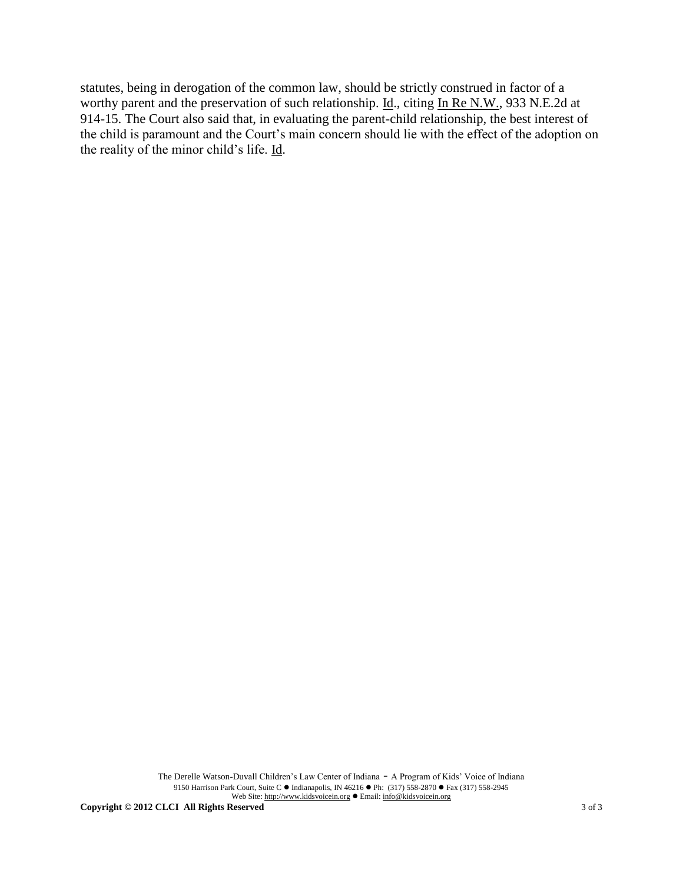statutes, being in derogation of the common law, should be strictly construed in factor of a worthy parent and the preservation of such relationship. Id., citing In Re N.W., 933 N.E.2d at 914-15. The Court also said that, in evaluating the parent-child relationship, the best interest of the child is paramount and the Court's main concern should lie with the effect of the adoption on the reality of the minor child's life. Id.